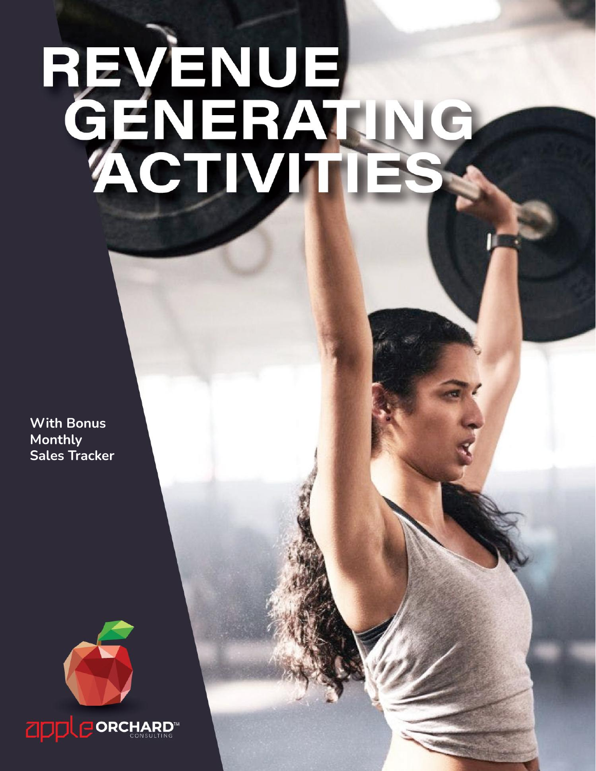# REVENUE GENERATING ACTIVITIES

**With Bonus Monthly Sales Tracker**

apple ORCHARD™ CONSULTING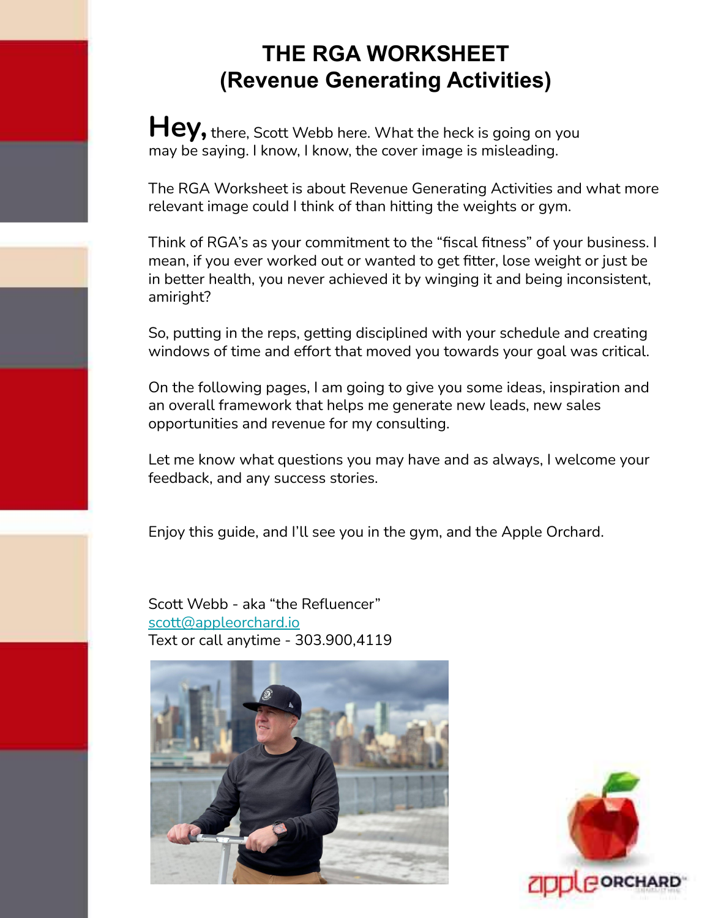# THE RGA WORKSHEET
# (Revenue Generating Activities)

**Hey,** there, Scott Webb here. What the heck is going on you may be saying. I know, I know, the cover image is misleading.

The RGA Worksheet is about Revenue Generating Activities and what more relevant image could I think of than hitting the weights or gym.

Think of RGA's as your commitment to the "fiscal fitness" of your business. I mean, if you ever worked out or wanted to get fitter, lose weight or just be in better health, you never achieved it by winging it and being inconsistent, amiright?

So, putting in the reps, getting disciplined with your schedule and creating windows of time and effort that moved you towards your goal was critical.

On the following pages, I am going to give you some ideas, inspiration and an overall framework that helps me generate new leads, new sales opportunities and revenue for my consulting.

Let me know what questions you may have and as always, I welcome your feedback, and any success stories.

Enjoy this guide, and I'll see you in the gym, and the Apple Orchard.

Scott Webb - aka "the Refluencer"
scott@appleorchard.io
Text or call anytime - 303.900,4119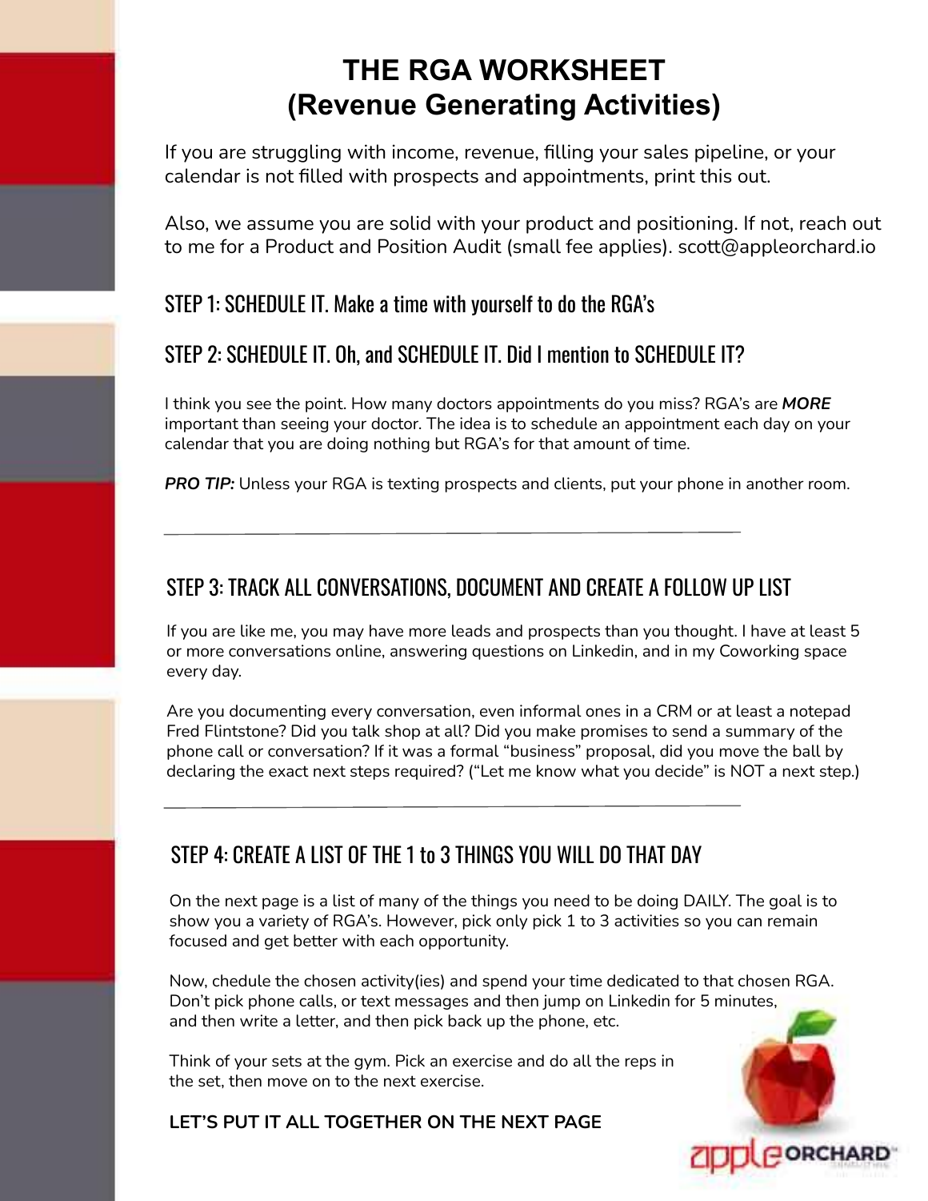# THE RGA WORKSHEET
# (Revenue Generating Activities)

If you are struggling with income, revenue, filling your sales pipeline, or your calendar is not filled with prospects and appointments, print this out.

Also, we assume you are solid with your product and positioning. If not, reach out to me for a Product and Position Audit (small fee applies). scott@appleorchard.io

## STEP 1: SCHEDULE IT. Make a time with yourself to do the RGA's

## STEP 2: SCHEDULE IT. Oh, and SCHEDULE IT. Did I mention to SCHEDULE IT?

I think you see the point. How many doctors appointments do you miss? RGA's are ***MORE*** important than seeing your doctor. The idea is to schedule an appointment each day on your calendar that you are doing nothing but RGA's for that amount of time.

***PRO TIP:*** Unless your RGA is texting prospects and clients, put your phone in another room.

---

## STEP 3: TRACK ALL CONVERSATIONS, DOCUMENT AND CREATE A FOLLOW UP LIST

If you are like me, you may have more leads and prospects than you thought. I have at least 5 or more conversations online, answering questions on Linkedin, and in my Coworking space every day.

Are you documenting every conversation, even informal ones in a CRM or at least a notepad Fred Flintstone? Did you talk shop at all? Did you make promises to send a summary of the phone call or conversation? If it was a formal "business" proposal, did you move the ball by declaring the exact next steps required? ("Let me know what you decide" is NOT a next step.)

---

## STEP 4: CREATE A LIST OF THE 1 to 3 THINGS YOU WILL DO THAT DAY

On the next page is a list of many of the things you need to be doing DAILY. The goal is to show you a variety of RGA's. However, pick only pick 1 to 3 activities so you can remain focused and get better with each opportunity.

Now, chedule the chosen activity(ies) and spend your time dedicated to that chosen RGA. Don't pick phone calls, or text messages and then jump on Linkedin for 5 minutes, and then write a letter, and then pick back up the phone, etc.

Think of your sets at the gym. Pick an exercise and do all the reps in the set, then move on to the next exercise.

**LET'S PUT IT ALL TOGETHER ON THE NEXT PAGE**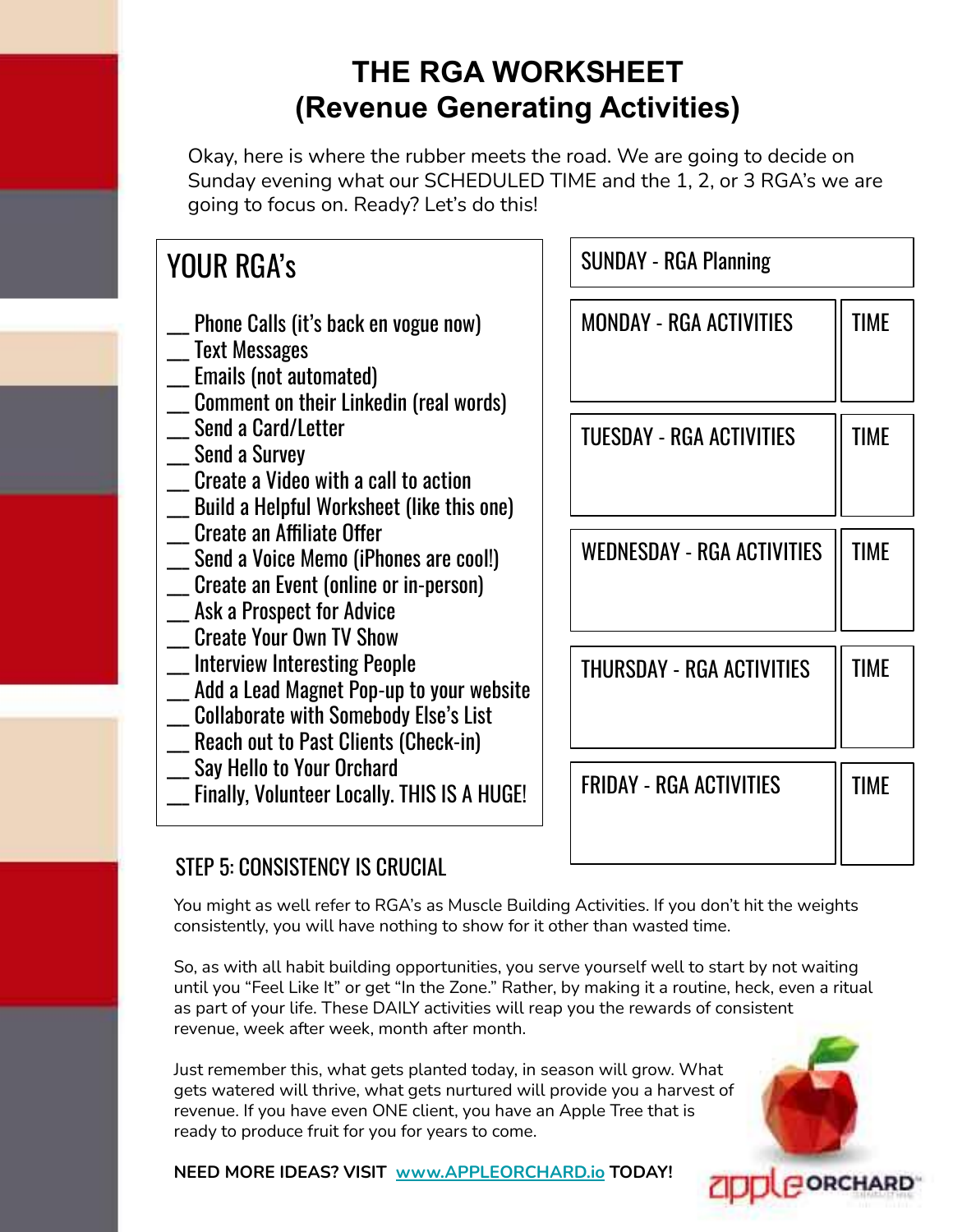# THE RGA WORKSHEET
# (Revenue Generating Activities)

Okay, here is where the rubber meets the road. We are going to decide on Sunday evening what our SCHEDULED TIME and the 1, 2, or 3 RGA's we are going to focus on. Ready? Let's do this!

## YOUR RGA's

- __ Phone Calls (it's back en vogue now)
- __ Text Messages
- __ Emails (not automated)
- __ Comment on their Linkedin (real words)
- __ Send a Card/Letter
- __ Send a Survey
- __ Create a Video with a call to action
- __ Build a Helpful Worksheet (like this one)
- __ Create an Affiliate Offer
- __ Send a Voice Memo (iPhones are cool!)
- __ Create an Event (online or in-person)
- __ Ask a Prospect for Advice
- __ Create Your Own TV Show
- __ Interview Interesting People
- __ Add a Lead Magnet Pop-up to your website
- __ Collaborate with Somebody Else's List
- __ Reach out to Past Clients (Check-in)
- __ Say Hello to Your Orchard
- __ Finally, Volunteer Locally. THIS IS A HUGE!

| SUNDAY - RGA Planning | |
|---|---|
| MONDAY - RGA ACTIVITIES | TIME |
| | |
| TUESDAY - RGA ACTIVITIES | TIME |
| | |
| WEDNESDAY - RGA ACTIVITIES | TIME |
| | |
| THURSDAY - RGA ACTIVITIES | TIME |
| | |
| FRIDAY - RGA ACTIVITIES | TIME |
| | |

## STEP 5: CONSISTENCY IS CRUCIAL

You might as well refer to RGA's as Muscle Building Activities. If you don't hit the weights consistently, you will have nothing to show for it other than wasted time.

So, as with all habit building opportunities, you serve yourself well to start by not waiting until you "Feel Like It" or get "In the Zone." Rather, by making it a routine, heck, even a ritual as part of your life. These DAILY activities will reap you the rewards of consistent revenue, week after week, month after month.

Just remember this, what gets planted today, in season will grow. What gets watered will thrive, what gets nurtured will provide you a harvest of revenue. If you have even ONE client, you have an Apple Tree that is ready to produce fruit for you for years to come.

**NEED MORE IDEAS? VISIT [www.APPLEORCHARD.io](http://www.APPLEORCHARD.io) TODAY!**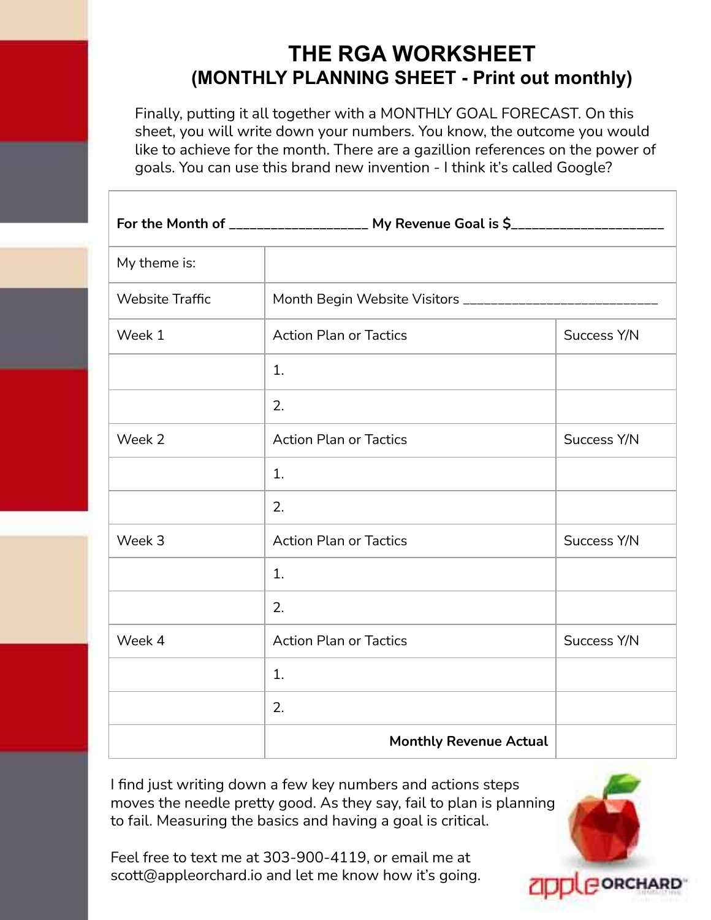# THE RGA WORKSHEET
## (MONTHLY PLANNING SHEET - Print out monthly)

Finally, putting it all together with a MONTHLY GOAL FORECAST. On this sheet, you will write down your numbers. You know, the outcome you would like to achieve for the month. There are a gazillion references on the power of goals. You can use this brand new invention - I think it's called Google?

| | | |
|---|---|---|
| **For the Month of ___________________ My Revenue Goal is $_____________________** | | |
| My theme is: | | |
| Website Traffic | Month Begin Website Visitors ___________________________ | |
| Week 1 | Action Plan or Tactics | Success Y/N |
| | 1. | |
| | 2. | |
| Week 2 | Action Plan or Tactics | Success Y/N |
| | 1. | |
| | 2. | |
| Week 3 | Action Plan or Tactics | Success Y/N |
| | 1. | |
| | 2. | |
| Week 4 | Action Plan or Tactics | Success Y/N |
| | 1. | |
| | 2. | |
| | **Monthly Revenue Actual** | |

I find just writing down a few key numbers and actions steps moves the needle pretty good. As they say, fail to plan is planning to fail. Measuring the basics and having a goal is critical.

Feel free to text me at 303-900-4119, or email me at scott@appleorchard.io and let me know how it's going.